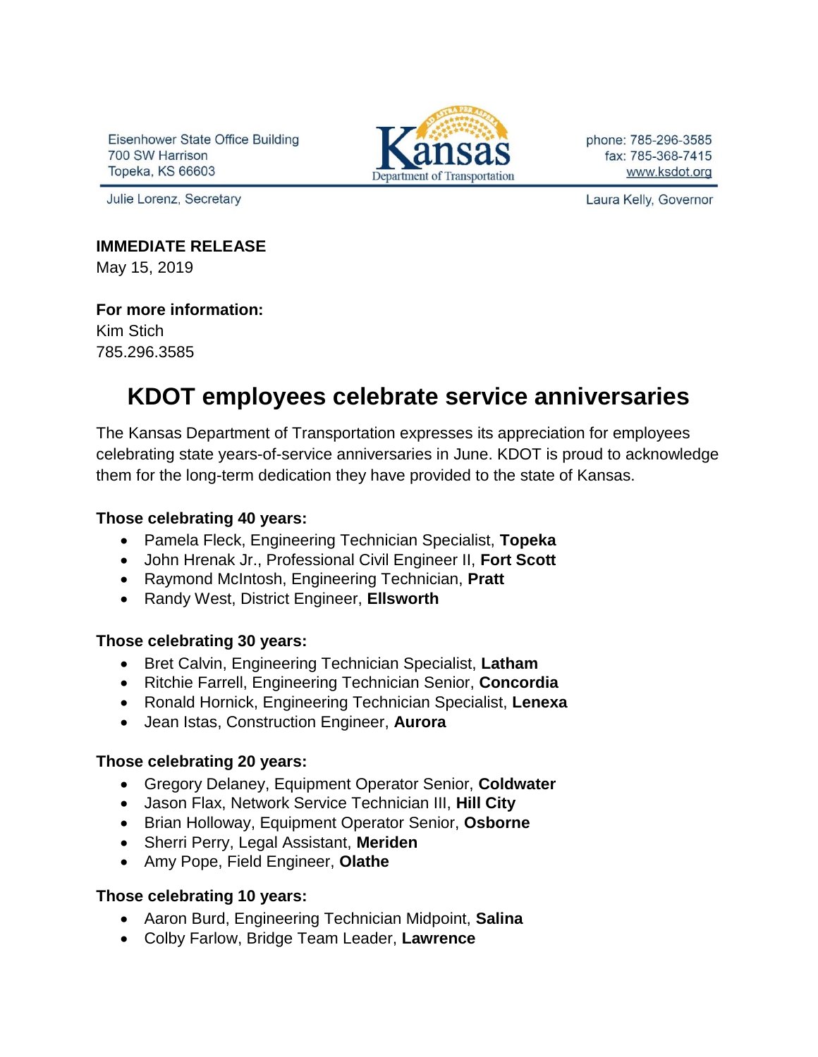Eisenhower State Office Building
700 SW Harrison
Topeka, KS 66603

Kansas Department of Transportation

phone: 785-296-3585
fax: 785-368-7415
www.ksdot.org

Julie Lorenz, Secretary

Laura Kelly, Governor

**IMMEDIATE RELEASE**
May 15, 2019

**For more information:**
Kim Stich
785.296.3585

# KDOT employees celebrate service anniversaries

The Kansas Department of Transportation expresses its appreciation for employees celebrating state years-of-service anniversaries in June. KDOT is proud to acknowledge them for the long-term dedication they have provided to the state of Kansas.

**Those celebrating 40 years:**

- Pamela Fleck, Engineering Technician Specialist, **Topeka**
- John Hrenak Jr., Professional Civil Engineer II, **Fort Scott**
- Raymond McIntosh, Engineering Technician, **Pratt**
- Randy West, District Engineer, **Ellsworth**

**Those celebrating 30 years:**

- Bret Calvin, Engineering Technician Specialist, **Latham**
- Ritchie Farrell, Engineering Technician Senior, **Concordia**
- Ronald Hornick, Engineering Technician Specialist, **Lenexa**
- Jean Istas, Construction Engineer, **Aurora**

**Those celebrating 20 years:**

- Gregory Delaney, Equipment Operator Senior, **Coldwater**
- Jason Flax, Network Service Technician III, **Hill City**
- Brian Holloway, Equipment Operator Senior, **Osborne**
- Sherri Perry, Legal Assistant, **Meriden**
- Amy Pope, Field Engineer, **Olathe**

**Those celebrating 10 years:**

- Aaron Burd, Engineering Technician Midpoint, **Salina**
- Colby Farlow, Bridge Team Leader, **Lawrence**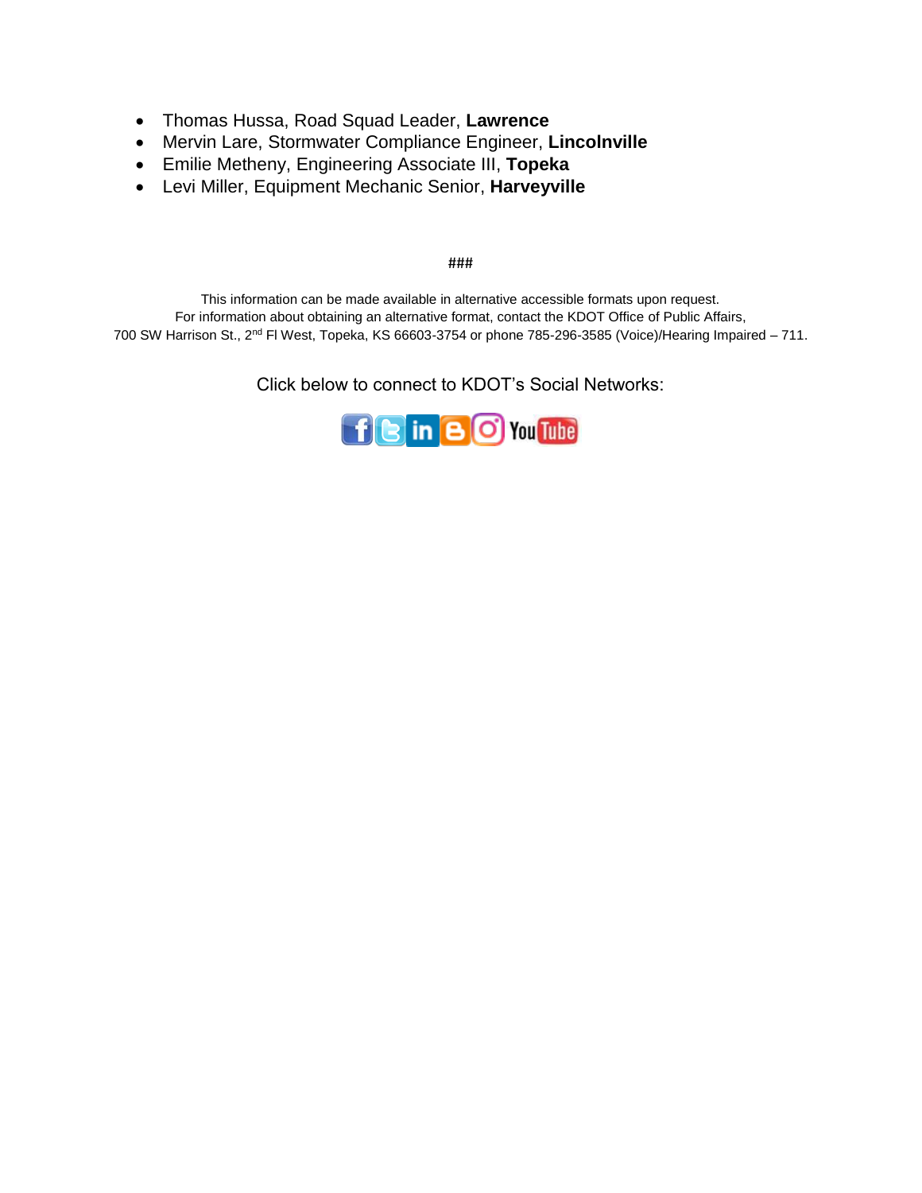- Thomas Hussa, Road Squad Leader, **Lawrence**
- Mervin Lare, Stormwater Compliance Engineer, **Lincolnville**
- Emilie Metheny, Engineering Associate III, **Topeka**
- Levi Miller, Equipment Mechanic Senior, **Harveyville**

###

This information can be made available in alternative accessible formats upon request.
For information about obtaining an alternative format, contact the KDOT Office of Public Affairs,
700 SW Harrison St., 2nd Fl West, Topeka, KS 66603-3754 or phone 785-296-3585 (Voice)/Hearing Impaired – 711.

Click below to connect to KDOT's Social Networks: